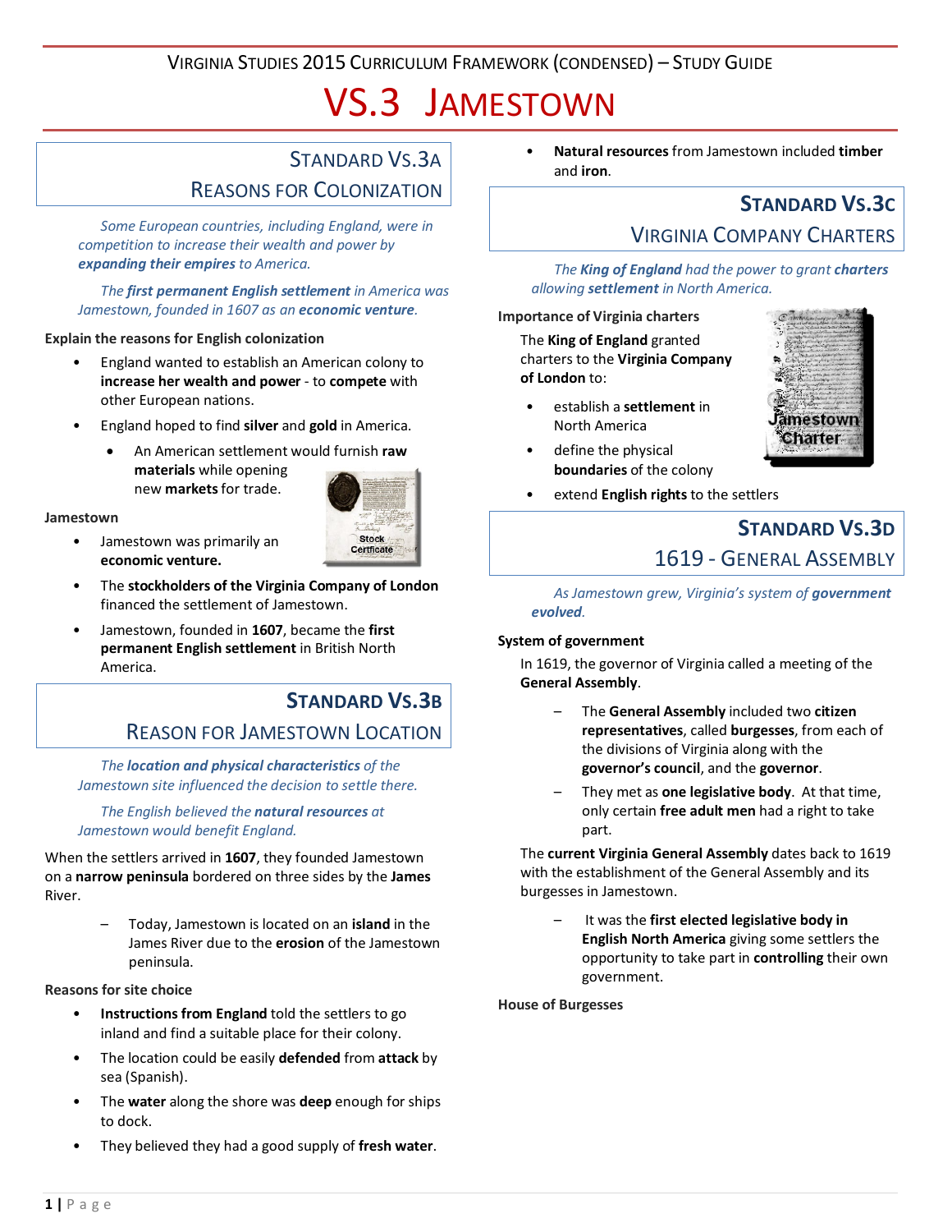# Virginia Studies 2015 Curriculum Framework (Condensed) – Study Guide

# VS.3 Jamestown

## Standard VS.3a
## Reasons for Colonization

*Some European countries, including England, were in competition to increase their wealth and power by **expanding their empires** to America.*

*The **first permanent English settlement** in America was Jamestown, founded in 1607 as an **economic venture**.*

**Explain the reasons for English colonization**

- England wanted to establish an American colony to **increase her wealth and power** - to **compete** with other European nations.
- England hoped to find **silver** and **gold** in America.
  - An American settlement would furnish **raw materials** while opening new **markets** for trade.

**Jamestown**

- Jamestown was primarily an **economic venture.**
- The **stockholders of the Virginia Company of London** financed the settlement of Jamestown.
- Jamestown, founded in **1607**, became the **first permanent English settlement** in British North America.

Stock Certificate

## Standard VS.3b
## Reason for Jamestown Location

*The **location and physical characteristics** of the Jamestown site influenced the decision to settle there.*

*The English believed the **natural resources** at Jamestown would benefit England.*

When the settlers arrived in **1607**, they founded Jamestown on a **narrow peninsula** bordered on three sides by the **James** River.

- Today, Jamestown is located on an **island** in the James River due to the **erosion** of the Jamestown peninsula.

**Reasons for site choice**

- **Instructions from England** told the settlers to go inland and find a suitable place for their colony.
- The location could be easily **defended** from **attack** by sea (Spanish).
- The **water** along the shore was **deep** enough for ships to dock.
- They believed they had a good supply of **fresh water**.
- **Natural resources** from Jamestown included **timber** and **iron**.

## Standard VS.3c
## Virginia Company Charters

*The **King of England** had the power to grant **charters** allowing **settlement** in North America.*

**Importance of Virginia charters**

The **King of England** granted charters to the **Virginia Company of London** to:

- establish a **settlement** in North America
- define the physical **boundaries** of the colony
- extend **English rights** to the settlers

Jamestown Charter

## Standard VS.3d
## 1619 - General Assembly

*As Jamestown grew, Virginia's system of **government evolved**.*

**System of government**

In 1619, the governor of Virginia called a meeting of the **General Assembly**.

- The **General Assembly** included two **citizen representatives**, called **burgesses**, from each of the divisions of Virginia along with the **governor's council**, and the **governor**.
- They met as **one legislative body**. At that time, only certain **free adult men** had a right to take part.

The **current Virginia General Assembly** dates back to 1619 with the establishment of the General Assembly and its burgesses in Jamestown.

- It was the **first elected legislative body in English North America** giving some settlers the opportunity to take part in **controlling** their own government.

**House of Burgesses**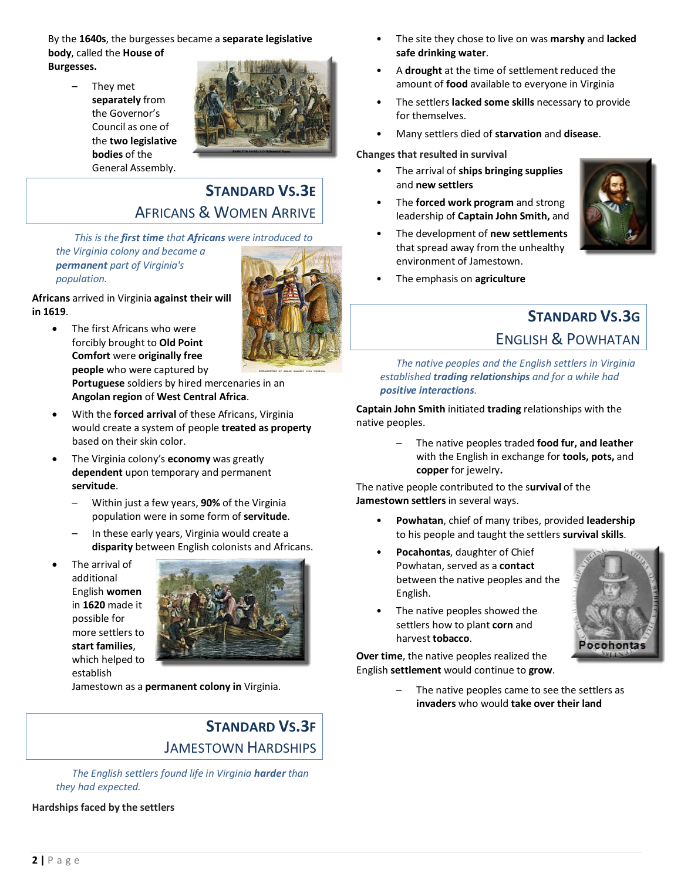By the **1640s**, the burgesses became a **separate legislative body**, called the **House of Burgesses.**

- They met **separately** from the Governor's Council as one of the **two legislative bodies** of the General Assembly.

## STANDARD VS.3E
## AFRICANS & WOMEN ARRIVE

*This is the **first time** that **Africans** were introduced to the Virginia colony and became a **permanent** part of Virginia's population.*

**Africans** arrived in Virginia **against their will in 1619**.

- The first Africans who were forcibly brought to **Old Point Comfort** were **originally free people** who were captured by **Portuguese** soldiers by hired mercenaries in an **Angolan region** of **West Central Africa**.
- With the **forced arrival** of these Africans, Virginia would create a system of people **treated as property** based on their skin color.
- The Virginia colony's **economy** was greatly **dependent** upon temporary and permanent **servitude**.
  - Within just a few years, **90%** of the Virginia population were in some form of **servitude**.
  - In these early years, Virginia would create a **disparity** between English colonists and Africans.
- The arrival of additional English **women** in **1620** made it possible for more settlers to **start families**, which helped to establish Jamestown as a **permanent colony in** Virginia.

## STANDARD VS.3F
## JAMESTOWN HARDSHIPS

*The English settlers found life in Virginia **harder** than they had expected.*

**Hardships faced by the settlers**

- The site they chose to live on was **marshy** and **lacked safe drinking water**.
- A **drought** at the time of settlement reduced the amount of **food** available to everyone in Virginia
- The settlers **lacked some skills** necessary to provide for themselves.
- Many settlers died of **starvation** and **disease**.

**Changes that resulted in survival**

- The arrival of **ships bringing supplies** and **new settlers**
- The **forced work program** and strong leadership of **Captain John Smith,** and
- The development of **new settlements** that spread away from the unhealthy environment of Jamestown.
- The emphasis on **agriculture**

## STANDARD VS.3G
## ENGLISH & POWHATAN

*The native peoples and the English settlers in Virginia established **trading relationships** and for a while had **positive interactions**.*

**Captain John Smith** initiated **trading** relationships with the native peoples.

- The native peoples traded **food fur, and leather** with the English in exchange for **tools, pots,** and **copper** for jewelry**.**

The native people contributed to the s**urvival** of the **Jamestown settlers** in several ways.

- **Powhatan**, chief of many tribes, provided **leadership** to his people and taught the settlers **survival skills**.
- **Pocahontas**, daughter of Chief Powhatan, served as a **contact** between the native peoples and the English.
- The native peoples showed the settlers how to plant **corn** and harvest **tobacco**.

**Over time**, the native peoples realized the English **settlement** would continue to **grow**.

- The native peoples came to see the settlers as **invaders** who would **take over their land**